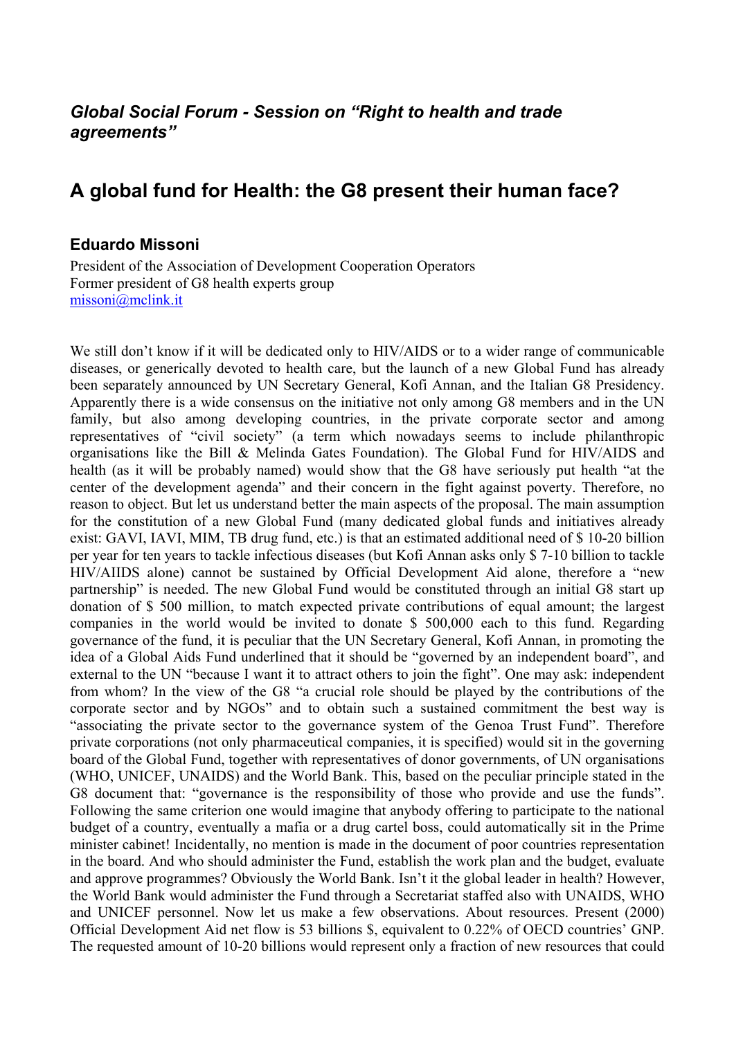*Global Social Forum - Session on "Right to health and trade agreements"*

# A global fund for Health: the G8 present their human face?

### Eduardo Missoni

President of the Association of Development Cooperation Operators
Former president of G8 health experts group
missoni@mclink.it

We still don't know if it will be dedicated only to HIV/AIDS or to a wider range of communicable diseases, or generically devoted to health care, but the launch of a new Global Fund has already been separately announced by UN Secretary General, Kofi Annan, and the Italian G8 Presidency. Apparently there is a wide consensus on the initiative not only among G8 members and in the UN family, but also among developing countries, in the private corporate sector and among representatives of "civil society" (a term which nowadays seems to include philanthropic organisations like the Bill & Melinda Gates Foundation). The Global Fund for HIV/AIDS and health (as it will be probably named) would show that the G8 have seriously put health "at the center of the development agenda" and their concern in the fight against poverty. Therefore, no reason to object. But let us understand better the main aspects of the proposal. The main assumption for the constitution of a new Global Fund (many dedicated global funds and initiatives already exist: GAVI, IAVI, MIM, TB drug fund, etc.) is that an estimated additional need of $ 10-20 billion per year for ten years to tackle infectious diseases (but Kofi Annan asks only $ 7-10 billion to tackle HIV/AIIDS alone) cannot be sustained by Official Development Aid alone, therefore a "new partnership" is needed. The new Global Fund would be constituted through an initial G8 start up donation of $ 500 million, to match expected private contributions of equal amount; the largest companies in the world would be invited to donate $ 500,000 each to this fund. Regarding governance of the fund, it is peculiar that the UN Secretary General, Kofi Annan, in promoting the idea of a Global Aids Fund underlined that it should be "governed by an independent board", and external to the UN "because I want it to attract others to join the fight". One may ask: independent from whom? In the view of the G8 "a crucial role should be played by the contributions of the corporate sector and by NGOs" and to obtain such a sustained commitment the best way is "associating the private sector to the governance system of the Genoa Trust Fund". Therefore private corporations (not only pharmaceutical companies, it is specified) would sit in the governing board of the Global Fund, together with representatives of donor governments, of UN organisations (WHO, UNICEF, UNAIDS) and the World Bank. This, based on the peculiar principle stated in the G8 document that: "governance is the responsibility of those who provide and use the funds". Following the same criterion one would imagine that anybody offering to participate to the national budget of a country, eventually a mafia or a drug cartel boss, could automatically sit in the Prime minister cabinet! Incidentally, no mention is made in the document of poor countries representation in the board. And who should administer the Fund, establish the work plan and the budget, evaluate and approve programmes? Obviously the World Bank. Isn't it the global leader in health? However, the World Bank would administer the Fund through a Secretariat staffed also with UNAIDS, WHO and UNICEF personnel. Now let us make a few observations. About resources. Present (2000) Official Development Aid net flow is 53 billions $, equivalent to 0.22% of OECD countries' GNP. The requested amount of 10-20 billions would represent only a fraction of new resources that could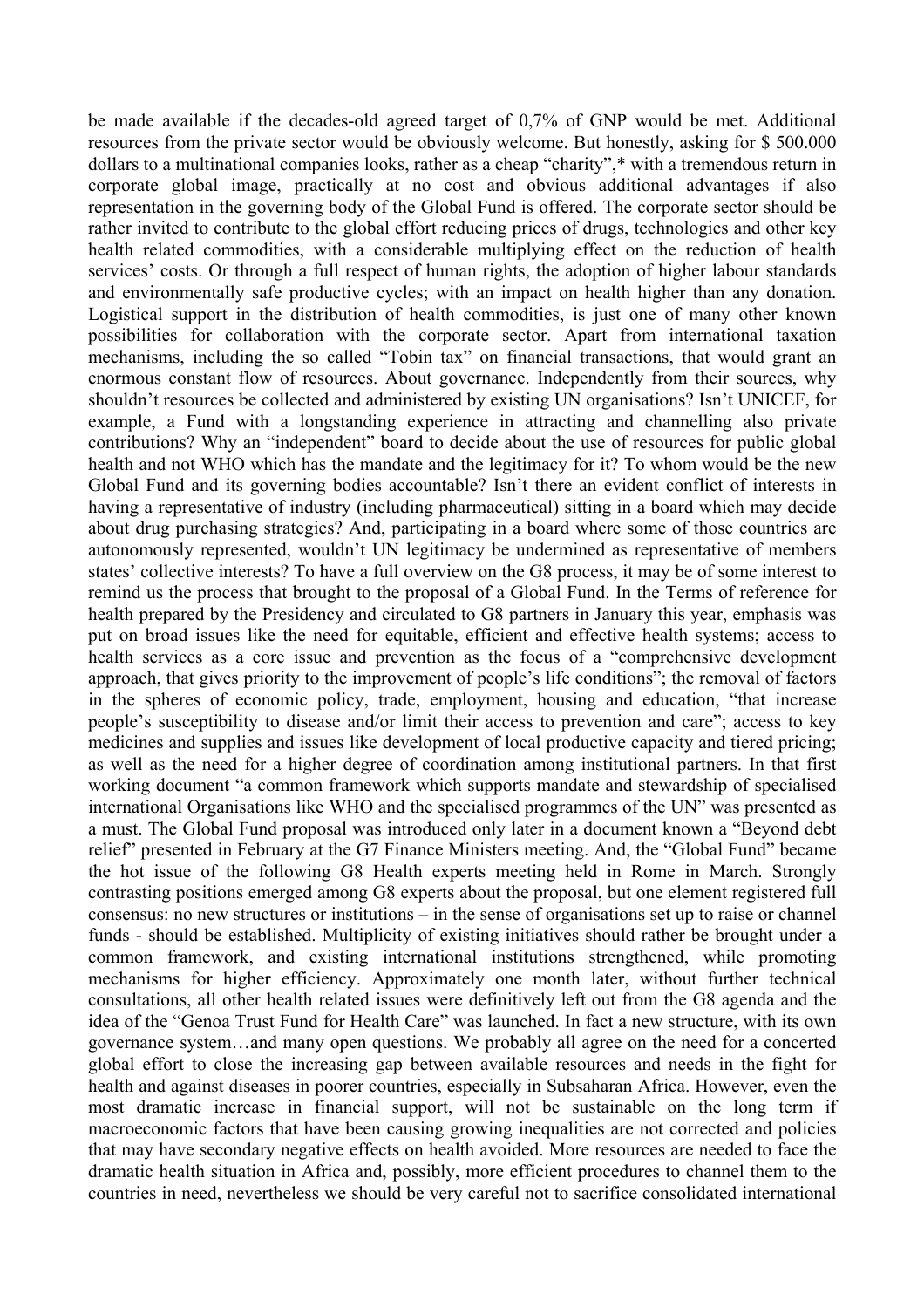be made available if the decades-old agreed target of 0,7% of GNP would be met. Additional resources from the private sector would be obviously welcome. But honestly, asking for $ 500.000 dollars to a multinational companies looks, rather as a cheap "charity",* with a tremendous return in corporate global image, practically at no cost and obvious additional advantages if also representation in the governing body of the Global Fund is offered. The corporate sector should be rather invited to contribute to the global effort reducing prices of drugs, technologies and other key health related commodities, with a considerable multiplying effect on the reduction of health services' costs. Or through a full respect of human rights, the adoption of higher labour standards and environmentally safe productive cycles; with an impact on health higher than any donation. Logistical support in the distribution of health commodities, is just one of many other known possibilities for collaboration with the corporate sector. Apart from international taxation mechanisms, including the so called "Tobin tax" on financial transactions, that would grant an enormous constant flow of resources. About governance. Independently from their sources, why shouldn't resources be collected and administered by existing UN organisations? Isn't UNICEF, for example, a Fund with a longstanding experience in attracting and channelling also private contributions? Why an "independent" board to decide about the use of resources for public global health and not WHO which has the mandate and the legitimacy for it? To whom would be the new Global Fund and its governing bodies accountable? Isn't there an evident conflict of interests in having a representative of industry (including pharmaceutical) sitting in a board which may decide about drug purchasing strategies? And, participating in a board where some of those countries are autonomously represented, wouldn't UN legitimacy be undermined as representative of members states' collective interests? To have a full overview on the G8 process, it may be of some interest to remind us the process that brought to the proposal of a Global Fund. In the Terms of reference for health prepared by the Presidency and circulated to G8 partners in January this year, emphasis was put on broad issues like the need for equitable, efficient and effective health systems; access to health services as a core issue and prevention as the focus of a "comprehensive development approach, that gives priority to the improvement of people's life conditions"; the removal of factors in the spheres of economic policy, trade, employment, housing and education, "that increase people's susceptibility to disease and/or limit their access to prevention and care"; access to key medicines and supplies and issues like development of local productive capacity and tiered pricing; as well as the need for a higher degree of coordination among institutional partners. In that first working document "a common framework which supports mandate and stewardship of specialised international Organisations like WHO and the specialised programmes of the UN" was presented as a must. The Global Fund proposal was introduced only later in a document known a "Beyond debt relief" presented in February at the G7 Finance Ministers meeting. And, the "Global Fund" became the hot issue of the following G8 Health experts meeting held in Rome in March. Strongly contrasting positions emerged among G8 experts about the proposal, but one element registered full consensus: no new structures or institutions – in the sense of organisations set up to raise or channel funds - should be established. Multiplicity of existing initiatives should rather be brought under a common framework, and existing international institutions strengthened, while promoting mechanisms for higher efficiency. Approximately one month later, without further technical consultations, all other health related issues were definitively left out from the G8 agenda and the idea of the "Genoa Trust Fund for Health Care" was launched. In fact a new structure, with its own governance system…and many open questions. We probably all agree on the need for a concerted global effort to close the increasing gap between available resources and needs in the fight for health and against diseases in poorer countries, especially in Subsaharan Africa. However, even the most dramatic increase in financial support, will not be sustainable on the long term if macroeconomic factors that have been causing growing inequalities are not corrected and policies that may have secondary negative effects on health avoided. More resources are needed to face the dramatic health situation in Africa and, possibly, more efficient procedures to channel them to the countries in need, nevertheless we should be very careful not to sacrifice consolidated international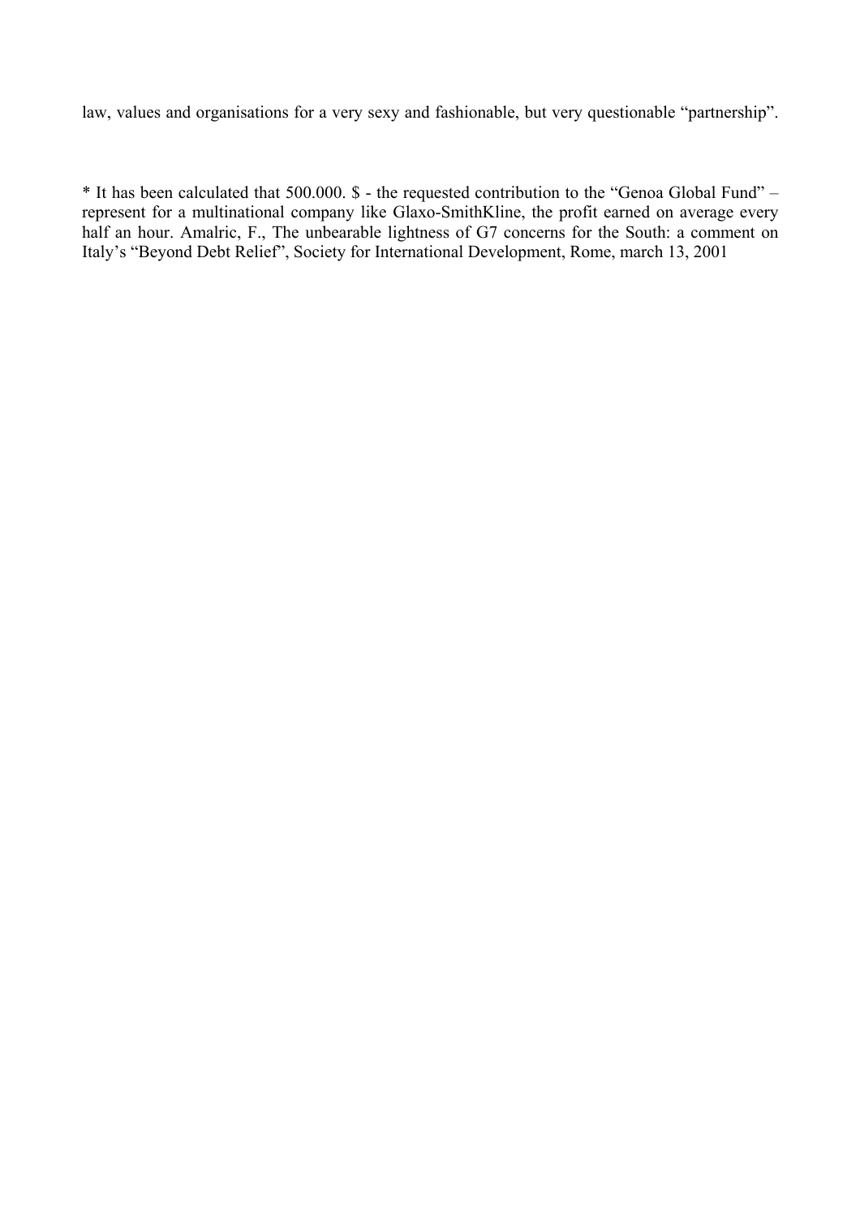law, values and organisations for a very sexy and fashionable, but very questionable "partnership".

* It has been calculated that 500.000. $ - the requested contribution to the "Genoa Global Fund" – represent for a multinational company like Glaxo-SmithKline, the profit earned on average every half an hour. Amalric, F., The unbearable lightness of G7 concerns for the South: a comment on Italy's "Beyond Debt Relief", Society for International Development, Rome, march 13, 2001